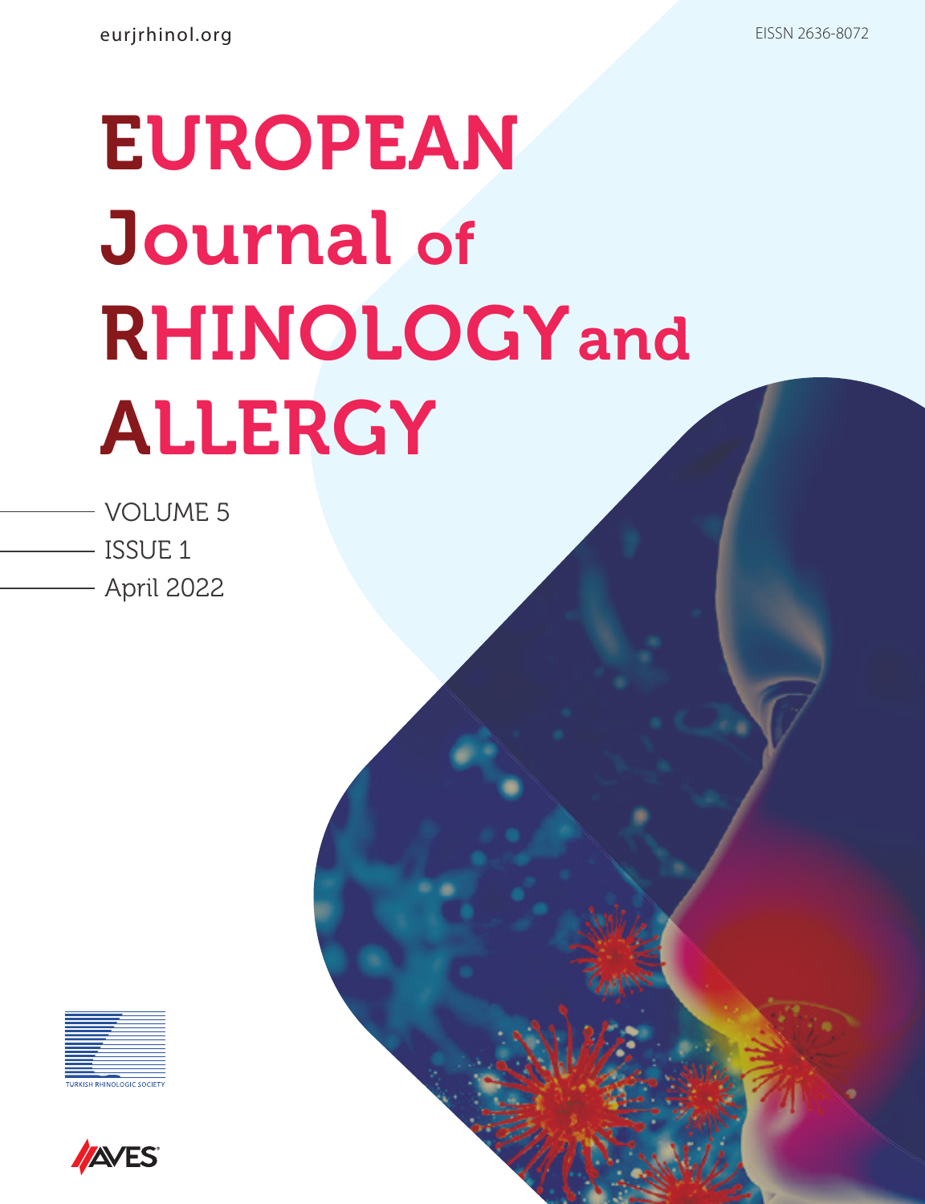eurjrhinol.org

EISSN 2636-8072

# EUROPEAN Journal of RHINOLOGY and ALLERGY

VOLUME 5

ISSUE 1

April 2022

TURKISH RHINOLOGIC SOCIETY

AVES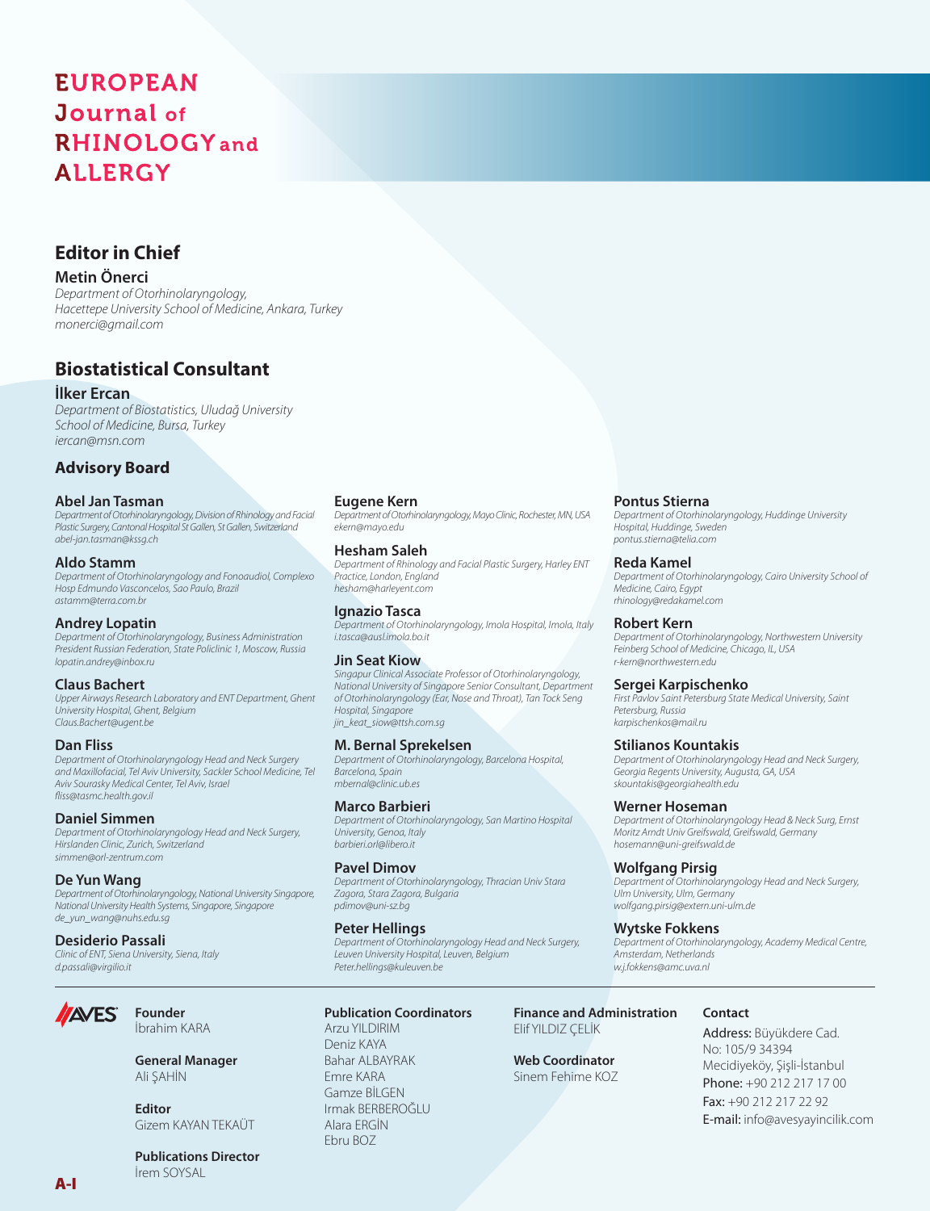# EUROPEAN Journal of RHINOLOGY and ALLERGY

## Editor in Chief

**Metin Önerci**
*Department of Otorhinolaryngology, Hacettepe University School of Medicine, Ankara, Turkey*
*monerci@gmail.com*

## Biostatistical Consultant

**İlker Ercan**
*Department of Biostatistics, Uludağ University School of Medicine, Bursa, Turkey*
*iercan@msn.com*

## Advisory Board

**Abel Jan Tasman**
*Department of Otorhinolaryngology, Division of Rhinology and Facial Plastic Surgery, Cantonal Hospital St Gallen, St Gallen, Switzerland*
*abel-jan.tasman@kssg.ch*

**Aldo Stamm**
*Department of Otorhinolaryngology and Fonoaudiol, Complexo Hosp Edmundo Vasconcelos, Sao Paulo, Brazil*
*astamm@terra.com.br*

**Andrey Lopatin**
*Department of Otorhinolaryngology, Business Administration President Russian Federation, State Policlinic 1, Moscow, Russia*
*lopatin.andrey@inbox.ru*

**Claus Bachert**
*Upper Airways Research Laboratory and ENT Department, Ghent University Hospital, Ghent, Belgium*
*Claus.Bachert@ugent.be*

**Dan Fliss**
*Department of Otorhinolaryngology Head and Neck Surgery and Maxillofacial, Tel Aviv University, Sackler School Medicine, Tel Aviv Sourasky Medical Center, Tel Aviv, Israel*
*fliss@tasmc.health.gov.il*

**Daniel Simmen**
*Department of Otorhinolaryngology Head and Neck Surgery, Hirslanden Clinic, Zurich, Switzerland*
*simmen@orl-zentrum.com*

**De Yun Wang**
*Department of Otorhinolaryngology, National University Singapore, National University Health Systems, Singapore, Singapore*
*de_yun_wang@nuhs.edu.sg*

**Desiderio Passali**
*Clinic of ENT, Siena University, Siena, Italy*
*d.passali@virgilio.it*

**Eugene Kern**
*Department of Otorhinolaryngology, Mayo Clinic, Rochester, MN, USA*
*ekern@mayo.edu*

**Hesham Saleh**
*Department of Rhinology and Facial Plastic Surgery, Harley ENT Practice, London, England*
*hesham@harleyent.com*

**Ignazio Tasca**
*Department of Otorhinolaryngology, Imola Hospital, Imola, Italy*
*i.tasca@ausl.imola.bo.it*

**Jin Seat Kiow**
*Singapur Clinical Associate Professor of Otorhinolaryngology, National University of Singapore Senior Consultant, Department of Otorhinolaryngology (Ear, Nose and Throat), Tan Tock Seng Hospital, Singapore*
*jin_keat_siow@ttsh.com.sg*

**M. Bernal Sprekelsen**
*Department of Otorhinolaryngology, Barcelona Hospital, Barcelona, Spain*
*mbernal@clinic.ub.es*

**Marco Barbieri**
*Department of Otorhinolaryngology, San Martino Hospital University, Genoa, Italy*
*barbieri.orl@libero.it*

**Pavel Dimov**
*Department of Otorhinolaryngology, Thracian Univ Stara Zagora, Stara Zagora, Bulgaria*
*pdimov@uni-sz.bg*

**Peter Hellings**
*Department of Otorhinolaryngology Head and Neck Surgery, Leuven University Hospital, Leuven, Belgium*
*Peter.hellings@kuleuven.be*

**Pontus Stierna**
*Department of Otorhinolaryngology, Huddinge University Hospital, Huddinge, Sweden*
*pontus.stierna@telia.com*

**Reda Kamel**
*Department of Otorhinolaryngology, Cairo University School of Medicine, Cairo, Egypt*
*rhinology@redakamel.com*

**Robert Kern**
*Department of Otorhinolaryngology, Northwestern University Feinberg School of Medicine, Chicago, IL, USA*
*r-kern@northwestern.edu*

**Sergei Karpischenko**
*First Pavlov Saint Petersburg State Medical University, Saint Petersburg, Russia*
*karpischenkos@mail.ru*

**Stilianos Kountakis**
*Department of Otorhinolaryngology Head and Neck Surgery, Georgia Regents University, Augusta, GA, USA*
*skountakis@georgiahealth.edu*

**Werner Hoseman**
*Department of Otorhinolaryngology Head & Neck Surg, Ernst Moritz Arndt Univ Greifswald, Greifswald, Germany*
*hosemann@uni-greifswald.de*

**Wolfgang Pirsig**
*Department of Otorhinolaryngology Head and Neck Surgery, Ulm University, Ulm, Germany*
*wolfgang.pirsig@extern.uni-ulm.de*

**Wytske Fokkens**
*Department of Otorhinolaryngology, Academy Medical Centre, Amsterdam, Netherlands*
*w.j.fokkens@amc.uva.nl*

---

AVES

**Founder**
İbrahim KARA

**General Manager**
Ali ŞAHİN

**Editor**
Gizem KAYAN TEKAÜT

**Publications Director**
İrem SOYSAL

**Publication Coordinators**
Arzu YILDIRIM
Deniz KAYA
Bahar ALBAYRAK
Emre KARA
Gamze BİLGEN
Irmak BERBEROĞLU
Alara ERGİN
Ebru BOZ

**Finance and Administration**
Elif YILDIZ ÇELİK

**Web Coordinator**
Sinem Fehime KOZ

**Contact**
Address: Büyükdere Cad. No: 105/9 34394 Mecidiyeköy, Şişli-İstanbul
Phone: +90 212 217 17 00
Fax: +90 212 217 22 92
E-mail: info@avesyayincilik.com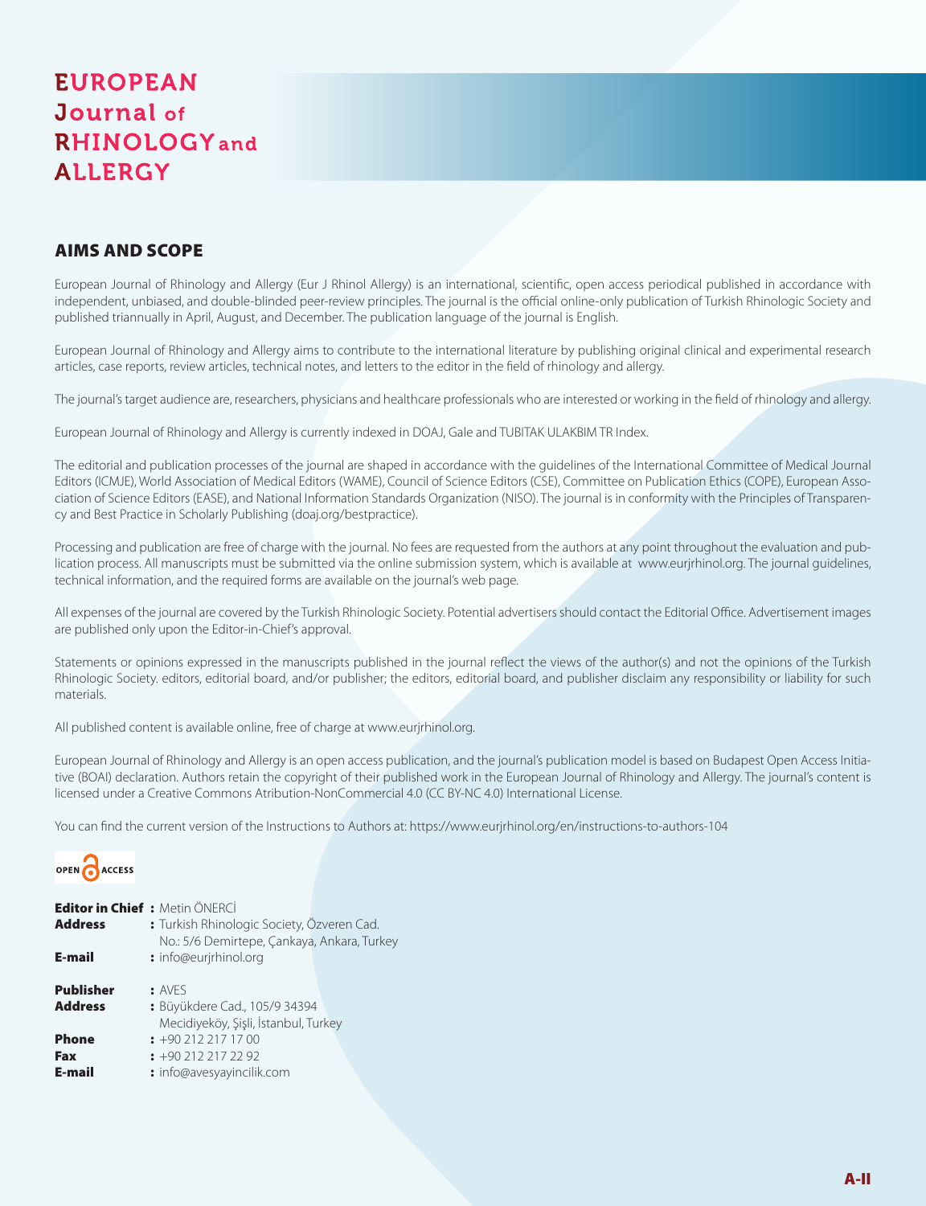# EUROPEAN Journal of RHINOLOGY and ALLERGY

## AIMS AND SCOPE

European Journal of Rhinology and Allergy (Eur J Rhinol Allergy) is an international, scientific, open access periodical published in accordance with independent, unbiased, and double-blinded peer-review principles. The journal is the official online-only publication of Turkish Rhinologic Society and published triannually in April, August, and December. The publication language of the journal is English.

European Journal of Rhinology and Allergy aims to contribute to the international literature by publishing original clinical and experimental research articles, case reports, review articles, technical notes, and letters to the editor in the field of rhinology and allergy.

The journal's target audience are, researchers, physicians and healthcare professionals who are interested or working in the field of rhinology and allergy.

European Journal of Rhinology and Allergy is currently indexed in DOAJ, Gale and TUBITAK ULAKBIM TR Index.

The editorial and publication processes of the journal are shaped in accordance with the guidelines of the International Committee of Medical Journal Editors (ICMJE), World Association of Medical Editors (WAME), Council of Science Editors (CSE), Committee on Publication Ethics (COPE), European Association of Science Editors (EASE), and National Information Standards Organization (NISO). The journal is in conformity with the Principles of Transparency and Best Practice in Scholarly Publishing (doaj.org/bestpractice).

Processing and publication are free of charge with the journal. No fees are requested from the authors at any point throughout the evaluation and publication process. All manuscripts must be submitted via the online submission system, which is available at www.eurjrhinol.org. The journal guidelines, technical information, and the required forms are available on the journal's web page.

All expenses of the journal are covered by the Turkish Rhinologic Society. Potential advertisers should contact the Editorial Office. Advertisement images are published only upon the Editor-in-Chief's approval.

Statements or opinions expressed in the manuscripts published in the journal reflect the views of the author(s) and not the opinions of the Turkish Rhinologic Society. editors, editorial board, and/or publisher; the editors, editorial board, and publisher disclaim any responsibility or liability for such materials.

All published content is available online, free of charge at www.eurjrhinol.org.

European Journal of Rhinology and Allergy is an open access publication, and the journal's publication model is based on Budapest Open Access Initiative (BOAI) declaration. Authors retain the copyright of their published work in the European Journal of Rhinology and Allergy. The journal's content is licensed under a Creative Commons Atribution-NonCommercial 4.0 (CC BY-NC 4.0) International License.

You can find the current version of the Instructions to Authors at: https://www.eurjrhinol.org/en/instructions-to-authors-104

OPEN ACCESS

**Editor in Chief** : Metin ÖNERCİ
**Address** : Turkish Rhinologic Society, Özveren Cad. No.: 5/6 Demirtepe, Çankaya, Ankara, Turkey
**E-mail** : info@eurjrhinol.org

**Publisher** : AVES
**Address** : Büyükdere Cad., 105/9 34394 Mecidiyeköy, Şişli, İstanbul, Turkey
**Phone** : +90 212 217 17 00
**Fax** : +90 212 217 22 92
**E-mail** : info@avesyayincilik.com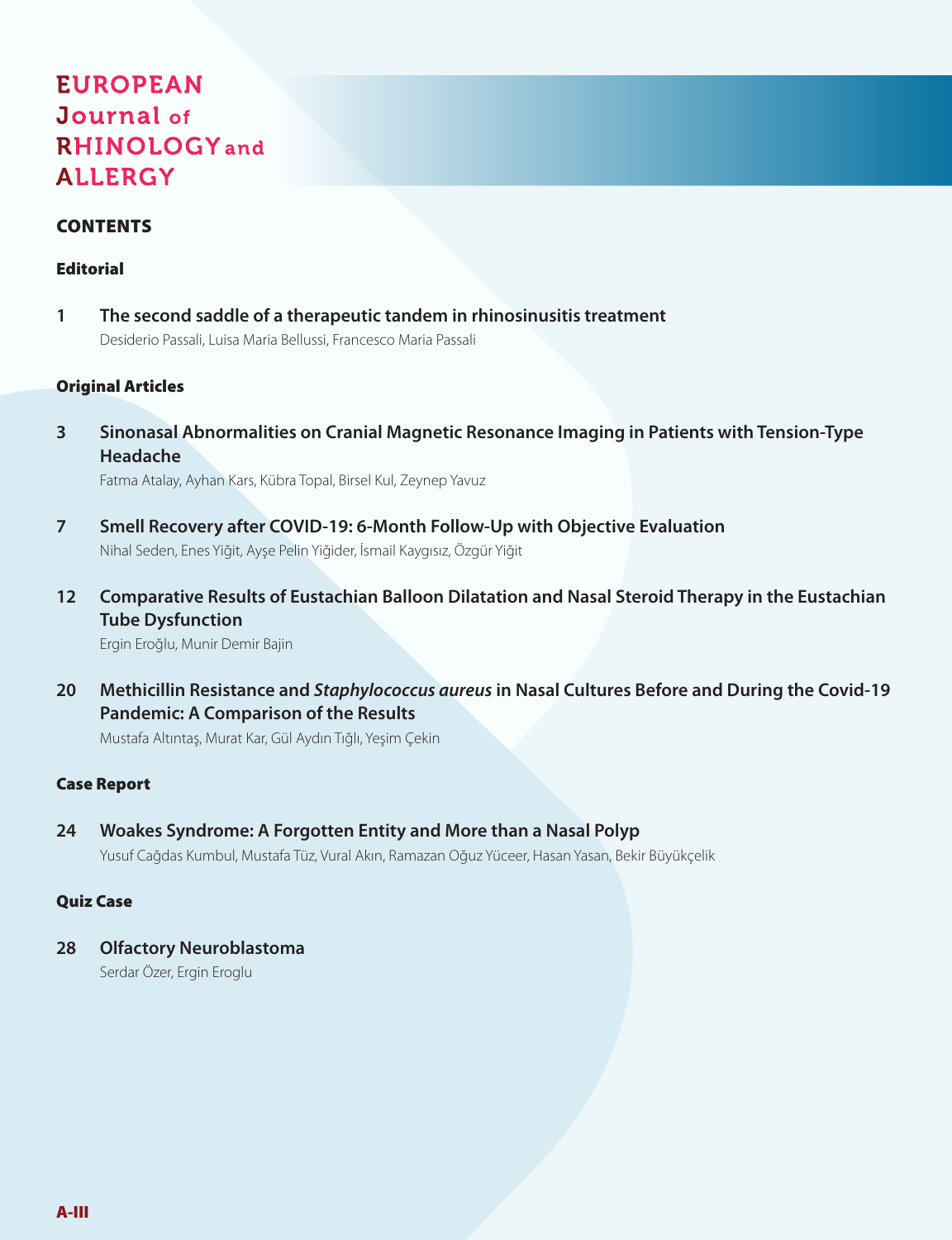# EUROPEAN Journal of RHINOLOGY and ALLERGY

## CONTENTS

### Editorial

**1** **The second saddle of a therapeutic tandem in rhinosinusitis treatment**
Desiderio Passali, Luisa Maria Bellussi, Francesco Maria Passali

### Original Articles

**3** **Sinonasal Abnormalities on Cranial Magnetic Resonance Imaging in Patients with Tension-Type Headache**
Fatma Atalay, Ayhan Kars, Kübra Topal, Birsel Kul, Zeynep Yavuz

**7** **Smell Recovery after COVID-19: 6-Month Follow-Up with Objective Evaluation**
Nihal Seden, Enes Yiğit, Ayşe Pelin Yiğider, İsmail Kaygısız, Özgür Yiğit

**12** **Comparative Results of Eustachian Balloon Dilatation and Nasal Steroid Therapy in the Eustachian Tube Dysfunction**
Ergin Eroğlu, Munir Demir Bajin

**20** **Methicillin Resistance and *Staphylococcus aureus* in Nasal Cultures Before and During the Covid-19 Pandemic: A Comparison of the Results**
Mustafa Altıntaş, Murat Kar, Gül Aydın Tığlı, Yeşim Çekin

### Case Report

**24** **Woakes Syndrome: A Forgotten Entity and More than a Nasal Polyp**
Yusuf Cağdas Kumbul, Mustafa Tüz, Vural Akın, Ramazan Oğuz Yüceer, Hasan Yasan, Bekir Büyükçelik

### Quiz Case

**28** **Olfactory Neuroblastoma**
Serdar Özer, Ergin Eroglu